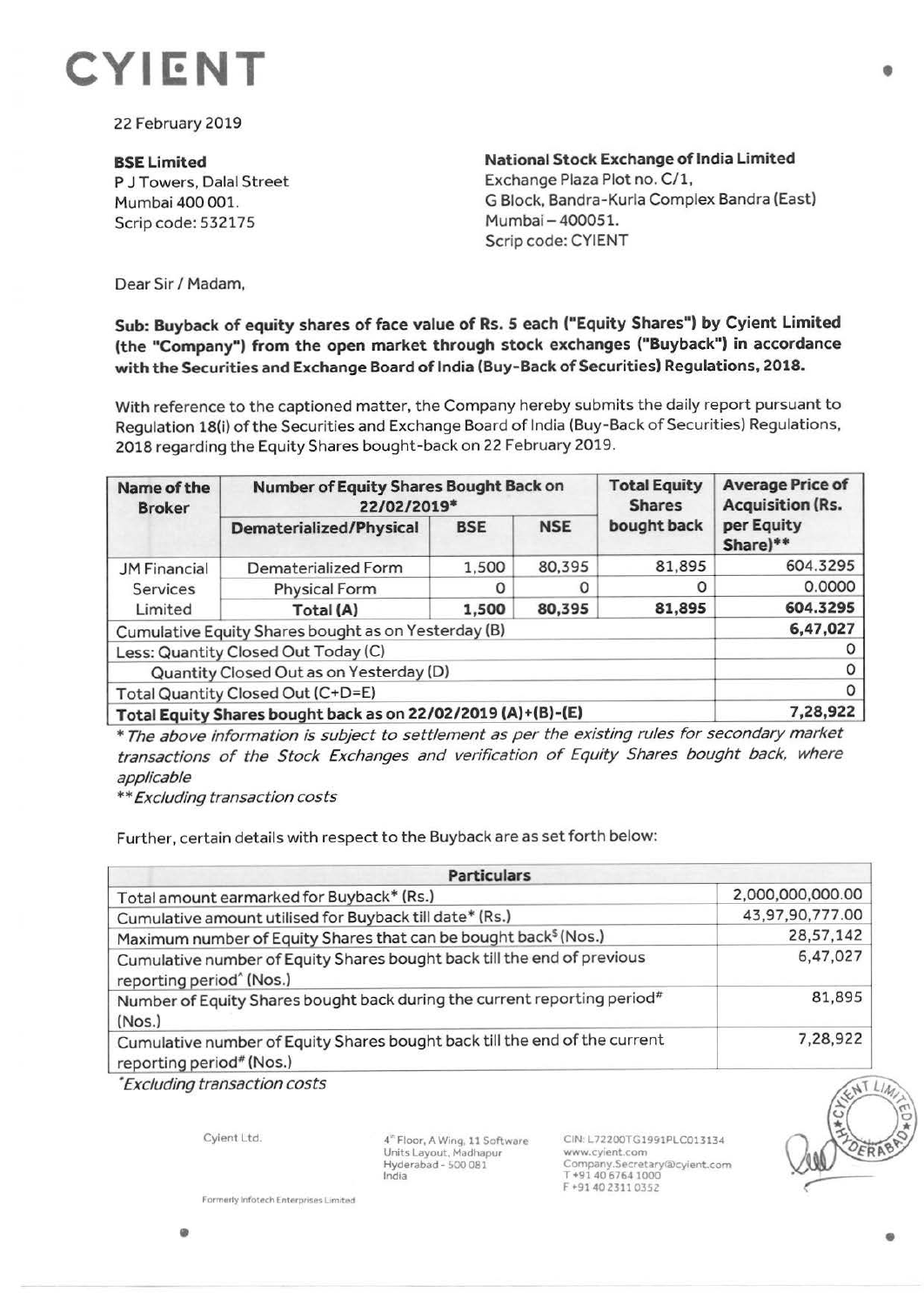# CYIENT

22 February 2019

**BSE Limited**
P J Towers, Dalal Street
Mumbai 400 001.
Scrip code: 532175

**National Stock Exchange of India Limited**
Exchange Plaza Plot no. C/1,
G Block, Bandra-Kurla Complex Bandra (East)
Mumbai – 400051.
Scrip code: CYIENT

Dear Sir / Madam,

**Sub: Buyback of equity shares of face value of Rs. 5 each ("Equity Shares") by Cyient Limited (the "Company") from the open market through stock exchanges ("Buyback") in accordance with the Securities and Exchange Board of India (Buy-Back of Securities) Regulations, 2018.**

With reference to the captioned matter, the Company hereby submits the daily report pursuant to Regulation 18(i) of the Securities and Exchange Board of India (Buy-Back of Securities) Regulations, 2018 regarding the Equity Shares bought-back on 22 February 2019.

| Name of the Broker | Number of Equity Shares Bought Back on 22/02/2019* | | | Total Equity Shares bought back | Average Price of Acquisition (Rs. per Equity Share)** |
|---|---|---|---|---|---|
| | Dematerialized/Physical | BSE | NSE | | |
| JM Financial Services Limited | Dematerialized Form | 1,500 | 80,395 | 81,895 | 604.3295 |
| | Physical Form | 0 | 0 | 0 | 0.0000 |
| | **Total (A)** | **1,500** | **80,395** | **81,895** | **604.3295** |
| Cumulative Equity Shares bought as on Yesterday (B) | | | | | **6,47,027** |
| Less: Quantity Closed Out Today (C) | | | | | 0 |
| Quantity Closed Out as on Yesterday (D) | | | | | 0 |
| Total Quantity Closed Out (C+D=E) | | | | | 0 |
| **Total Equity Shares bought back as on 22/02/2019 (A)+(B)-(E)** | | | | | **7,28,922** |

*\* The above information is subject to settlement as per the existing rules for secondary market transactions of the Stock Exchanges and verification of Equity Shares bought back, where applicable*

*\*\* Excluding transaction costs*

Further, certain details with respect to the Buyback are as set forth below:

| Particulars | |
|---|---|
| Total amount earmarked for Buyback* (Rs.) | 2,000,000,000.00 |
| Cumulative amount utilised for Buyback till date* (Rs.) | 43,97,90,777.00 |
| Maximum number of Equity Shares that can be bought back$ (Nos.) | 28,57,142 |
| Cumulative number of Equity Shares bought back till the end of previous reporting period^ (Nos.) | 6,47,027 |
| Number of Equity Shares bought back during the current reporting period# (Nos.) | 81,895 |
| Cumulative number of Equity Shares bought back till the end of the current reporting period# (Nos.) | 7,28,922 |

*\*Excluding transaction costs*

Cyient Ltd.
4th Floor, A Wing, 11 Software Units Layout, Madhapur
Hyderabad - 500 081
India

CIN: L72200TG1991PLC013134
www.cyient.com
Company.Secretary@cyient.com
T +91 40 6764 1000
F +91 40 2311 0352

Formerly Infotech Enterprises Limited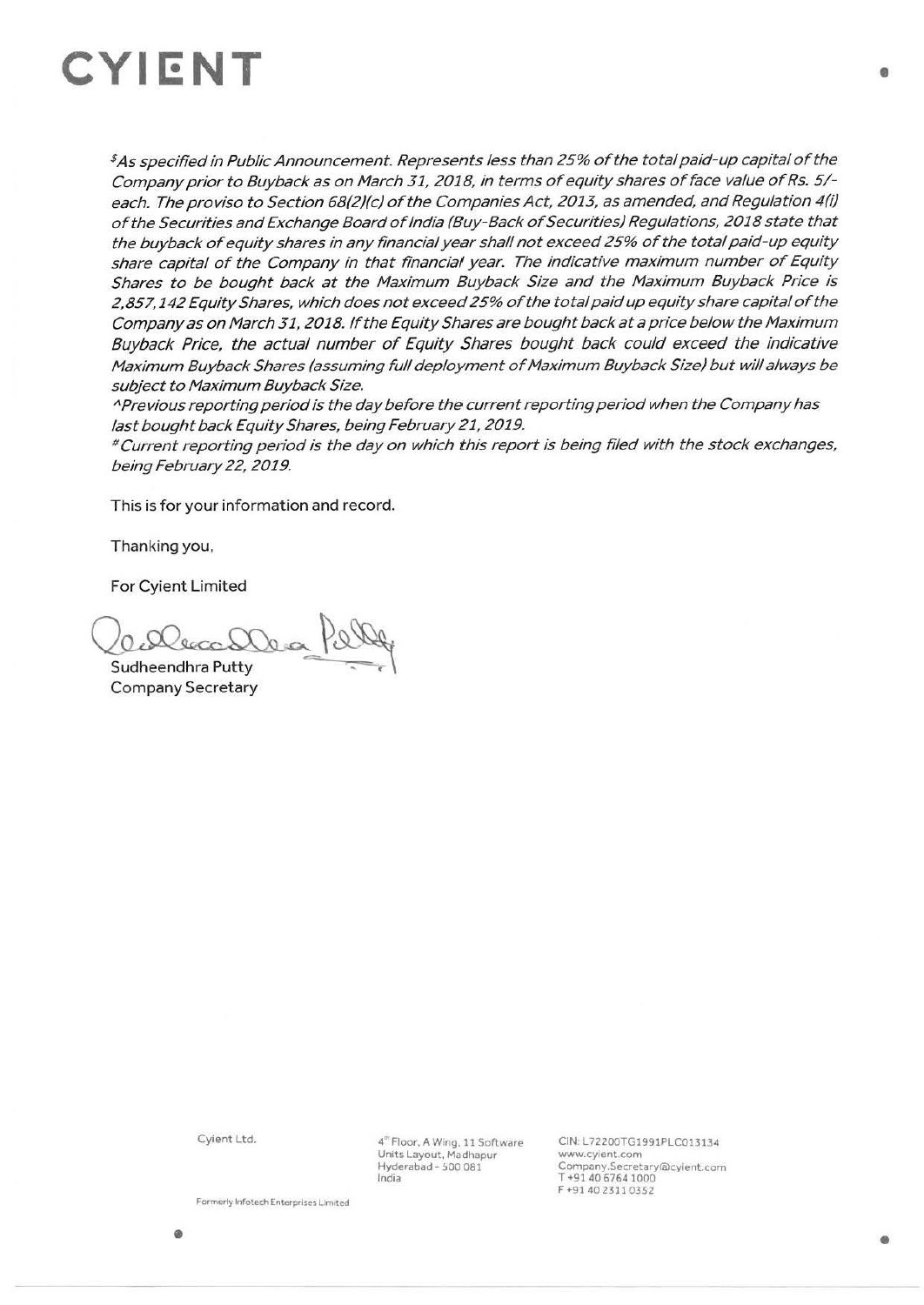# CYIENT

*$As specified in Public Announcement. Represents less than 25% of the total paid-up capital of the Company prior to Buyback as on March 31, 2018, in terms of equity shares of face value of Rs. 5/- each. The proviso to Section 68(2)(c) of the Companies Act, 2013, as amended, and Regulation 4(i) of the Securities and Exchange Board of India (Buy-Back of Securities) Regulations, 2018 state that the buyback of equity shares in any financial year shall not exceed 25% of the total paid-up equity share capital of the Company in that financial year. The indicative maximum number of Equity Shares to be bought back at the Maximum Buyback Size and the Maximum Buyback Price is 2,857,142 Equity Shares, which does not exceed 25% of the total paid up equity share capital of the Company as on March 31, 2018. If the Equity Shares are bought back at a price below the Maximum Buyback Price, the actual number of Equity Shares bought back could exceed the indicative Maximum Buyback Shares (assuming full deployment of Maximum Buyback Size) but will always be subject to Maximum Buyback Size.*

*^Previous reporting period is the day before the current reporting period when the Company has last bought back Equity Shares, being February 21, 2019.*

*#Current reporting period is the day on which this report is being filed with the stock exchanges, being February 22, 2019.*

This is for your information and record.

Thanking you,

For Cyient Limited

Sudheendhra Putty
Company Secretary

Cyient Ltd.

4th Floor, A Wing, 11 Software Units Layout, Madhapur Hyderabad - 500 081 India

CIN: L72200TG1991PLC013134
www.cyient.com
Company.Secretary@cyient.com
T +91 40 6764 1000
F +91 40 2311 0352

Formerly Infotech Enterprises Limited